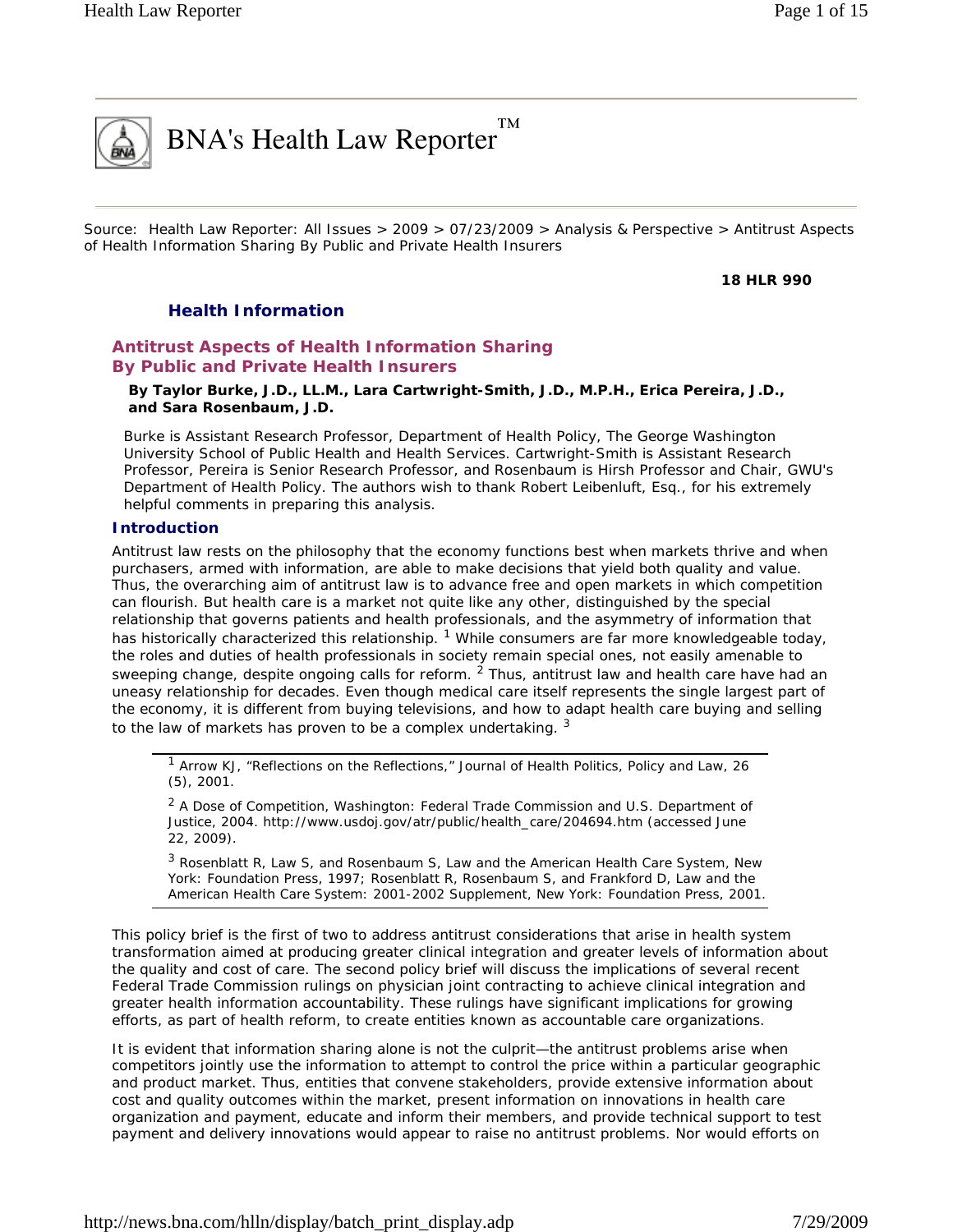# BNA's Health Law Reporter™

Source: Health Law Reporter: All Issues > 2009 > 07/23/2009 > Analysis & Perspective > Antitrust Aspects of Health Information Sharing By Public and Private Health Insurers

**18 HLR 990**

## Health Information

## Antitrust Aspects of Health Information Sharing By Public and Private Health Insurers

**By Taylor Burke, J.D., LL.M., Lara Cartwright-Smith, J.D., M.P.H., Erica Pereira, J.D., and Sara Rosenbaum, J.D.**

Burke is Assistant Research Professor, Department of Health Policy, The George Washington University School of Public Health and Health Services. Cartwright-Smith is Assistant Research Professor, Pereira is Senior Research Professor, and Rosenbaum is Hirsh Professor and Chair, GWU's Department of Health Policy. The authors wish to thank Robert Leibenluft, Esq., for his extremely helpful comments in preparing this analysis.

### Introduction

Antitrust law rests on the philosophy that the economy functions best when markets thrive and when purchasers, armed with information, are able to make decisions that yield both quality and value. Thus, the overarching aim of antitrust law is to advance free and open markets in which competition can flourish. But health care is a market not quite like any other, distinguished by the special relationship that governs patients and health professionals, and the asymmetry of information that has historically characterized this relationship. [1] While consumers are far more knowledgeable today, the roles and duties of health professionals in society remain special ones, not easily amenable to sweeping change, despite ongoing calls for reform. [2] Thus, antitrust law and health care have had an uneasy relationship for decades. Even though medical care itself represents the single largest part of the economy, it is different from buying televisions, and how to adapt health care buying and selling to the law of markets has proven to be a complex undertaking. [3]

[1] Arrow KJ, "Reflections on the Reflections," Journal of Health Politics, Policy and Law, 26 (5), 2001.

[2] A Dose of Competition, Washington: Federal Trade Commission and U.S. Department of Justice, 2004. http://www.usdoj.gov/atr/public/health_care/204694.htm (accessed June 22, 2009).

[3] Rosenblatt R, Law S, and Rosenbaum S, Law and the American Health Care System, New York: Foundation Press, 1997; Rosenblatt R, Rosenbaum S, and Frankford D, Law and the American Health Care System: 2001-2002 Supplement, New York: Foundation Press, 2001.

This policy brief is the first of two to address antitrust considerations that arise in health system transformation aimed at producing greater clinical integration and greater levels of information about the quality and cost of care. The second policy brief will discuss the implications of several recent Federal Trade Commission rulings on physician joint contracting to achieve clinical integration and greater health information accountability. These rulings have significant implications for growing efforts, as part of health reform, to create entities known as accountable care organizations.

It is evident that information sharing alone is not the culprit—the antitrust problems arise when competitors jointly use the information to attempt to control the price within a particular geographic and product market. Thus, entities that convene stakeholders, provide extensive information about cost and quality outcomes within the market, present information on innovations in health care organization and payment, educate and inform their members, and provide technical support to test payment and delivery innovations would appear to raise no antitrust problems. Nor would efforts on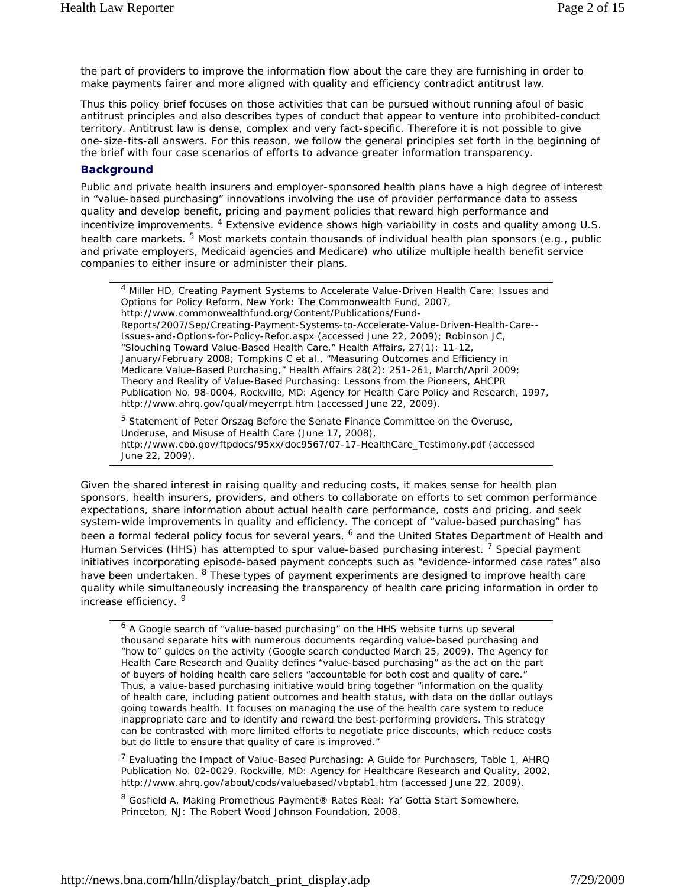the part of providers to improve the information flow about the care they are furnishing in order to make payments fairer and more aligned with quality and efficiency contradict antitrust law.

Thus this policy brief focuses on those activities that can be pursued without running afoul of basic antitrust principles and also describes types of conduct that appear to venture into prohibited-conduct territory. Antitrust law is dense, complex and very fact-specific. Therefore it is not possible to give one-size-fits-all answers. For this reason, we follow the general principles set forth in the beginning of the brief with four case scenarios of efforts to advance greater information transparency.

### Background

Public and private health insurers and employer-sponsored health plans have a high degree of interest in "value-based purchasing" innovations involving the use of provider performance data to assess quality and develop benefit, pricing and payment policies that reward high performance and incentivize improvements. [4] Extensive evidence shows high variability in costs and quality among U.S. health care markets. [5] Most markets contain thousands of individual health plan sponsors (e.g., public and private employers, Medicaid agencies and Medicare) who utilize multiple health benefit service companies to either insure or administer their plans.

---

[4] Miller HD, Creating Payment Systems to Accelerate Value-Driven Health Care: Issues and Options for Policy Reform, New York: The Commonwealth Fund, 2007, http://www.commonwealthfund.org/Content/Publications/Fund-Reports/2007/Sep/Creating-Payment-Systems-to-Accelerate-Value-Driven-Health-Care--Issues-and-Options-for-Policy-Refor.aspx (accessed June 22, 2009); Robinson JC, "Slouching Toward Value-Based Health Care," Health Affairs, 27(1): 11-12, January/February 2008; Tompkins C et al., "Measuring Outcomes and Efficiency in Medicare Value-Based Purchasing," Health Affairs 28(2): 251-261, March/April 2009; Theory and Reality of Value-Based Purchasing: Lessons from the Pioneers, AHCPR Publication No. 98-0004, Rockville, MD: Agency for Health Care Policy and Research, 1997, http://www.ahrq.gov/qual/meyerrpt.htm (accessed June 22, 2009).

[5] Statement of Peter Orszag Before the Senate Finance Committee on the Overuse, Underuse, and Misuse of Health Care (June 17, 2008), http://www.cbo.gov/ftpdocs/95xx/doc9567/07-17-HealthCare_Testimony.pdf (accessed June 22, 2009).

---

Given the shared interest in raising quality and reducing costs, it makes sense for health plan sponsors, health insurers, providers, and others to collaborate on efforts to set common performance expectations, share information about actual health care performance, costs and pricing, and seek system-wide improvements in quality and efficiency. The concept of "value-based purchasing" has been a formal federal policy focus for several years, [6] and the United States Department of Health and Human Services (HHS) has attempted to spur value-based purchasing interest. [7] Special payment initiatives incorporating episode-based payment concepts such as "evidence-informed case rates" also have been undertaken. [8] These types of payment experiments are designed to improve health care quality while simultaneously increasing the transparency of health care pricing information in order to increase efficiency. [9]

---

[6] A Google search of "value-based purchasing" on the HHS website turns up several thousand separate hits with numerous documents regarding value-based purchasing and "how to" guides on the activity (Google search conducted March 25, 2009). The Agency for Health Care Research and Quality defines "value-based purchasing" as the act on the part of buyers of holding health care sellers "accountable for both cost and quality of care." Thus, a value-based purchasing initiative would bring together "information on the quality of health care, including patient outcomes and health status, with data on the dollar outlays going towards health. It focuses on managing the use of the health care system to reduce inappropriate care and to identify and reward the best-performing providers. This strategy can be contrasted with more limited efforts to negotiate price discounts, which reduce costs but do little to ensure that quality of care is improved."

[7] Evaluating the Impact of Value-Based Purchasing: A Guide for Purchasers, Table 1, AHRQ Publication No. 02-0029. Rockville, MD: Agency for Healthcare Research and Quality, 2002, http://www.ahrq.gov/about/cods/valuebased/vbptab1.htm (accessed June 22, 2009).

[8] Gosfield A, Making Prometheus Payment® Rates Real: Ya' Gotta Start Somewhere, Princeton, NJ: The Robert Wood Johnson Foundation, 2008.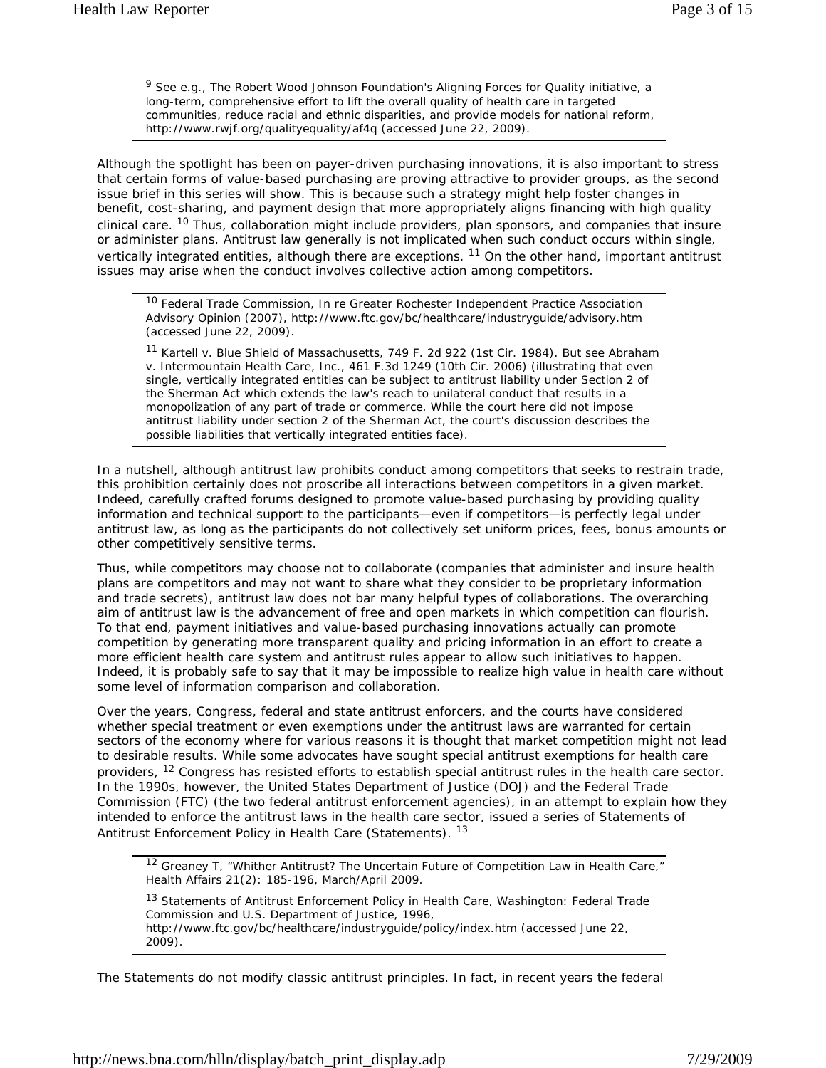[9] See e.g., The Robert Wood Johnson Foundation's Aligning Forces for Quality initiative, a long-term, comprehensive effort to lift the overall quality of health care in targeted communities, reduce racial and ethnic disparities, and provide models for national reform, http://www.rwjf.org/qualityequality/af4q (accessed June 22, 2009).

Although the spotlight has been on payer-driven purchasing innovations, it is also important to stress that certain forms of value-based purchasing are proving attractive to provider groups, as the second issue brief in this series will show. This is because such a strategy might help foster changes in benefit, cost-sharing, and payment design that more appropriately aligns financing with high quality clinical care. [10] Thus, collaboration might include providers, plan sponsors, and companies that insure or administer plans. Antitrust law generally is not implicated when such conduct occurs within single, vertically integrated entities, although there are exceptions. [11] On the other hand, important antitrust issues may arise when the conduct involves collective action among competitors.

[10] Federal Trade Commission, In re Greater Rochester Independent Practice Association Advisory Opinion (2007), http://www.ftc.gov/bc/healthcare/industryguide/advisory.htm (accessed June 22, 2009).

[11] Kartell v. Blue Shield of Massachusetts, 749 F. 2d 922 (1st Cir. 1984). But see Abraham v. Intermountain Health Care, Inc., 461 F.3d 1249 (10th Cir. 2006) (illustrating that even single, vertically integrated entities can be subject to antitrust liability under Section 2 of the Sherman Act which extends the law's reach to unilateral conduct that results in a monopolization of any part of trade or commerce. While the court here did not impose antitrust liability under section 2 of the Sherman Act, the court's discussion describes the possible liabilities that vertically integrated entities face).

In a nutshell, although antitrust law prohibits conduct among competitors that seeks to restrain trade, this prohibition certainly does not proscribe all interactions between competitors in a given market. Indeed, carefully crafted forums designed to promote value-based purchasing by providing quality information and technical support to the participants—even if competitors—is perfectly legal under antitrust law, as long as the participants do not collectively set uniform prices, fees, bonus amounts or other competitively sensitive terms.

Thus, while competitors may choose not to collaborate (companies that administer and insure health plans are competitors and may not want to share what they consider to be proprietary information and trade secrets), antitrust law does not bar many helpful types of collaborations. The overarching aim of antitrust law is the advancement of free and open markets in which competition can flourish. To that end, payment initiatives and value-based purchasing innovations actually can promote competition by generating more transparent quality and pricing information in an effort to create a more efficient health care system and antitrust rules appear to allow such initiatives to happen. Indeed, it is probably safe to say that it may be impossible to realize high value in health care without some level of information comparison and collaboration.

Over the years, Congress, federal and state antitrust enforcers, and the courts have considered whether special treatment or even exemptions under the antitrust laws are warranted for certain sectors of the economy where for various reasons it is thought that market competition might not lead to desirable results. While some advocates have sought special antitrust exemptions for health care providers, [12] Congress has resisted efforts to establish special antitrust rules in the health care sector. In the 1990s, however, the United States Department of Justice (DOJ) and the Federal Trade Commission (FTC) (the two federal antitrust enforcement agencies), in an attempt to explain how they intended to enforce the antitrust laws in the health care sector, issued a series of Statements of Antitrust Enforcement Policy in Health Care (Statements). [13]

[12] Greaney T, "Whither Antitrust? The Uncertain Future of Competition Law in Health Care," Health Affairs 21(2): 185-196, March/April 2009.

[13] Statements of Antitrust Enforcement Policy in Health Care, Washington: Federal Trade Commission and U.S. Department of Justice, 1996, http://www.ftc.gov/bc/healthcare/industryguide/policy/index.htm (accessed June 22, 2009).

The Statements do not modify classic antitrust principles. In fact, in recent years the federal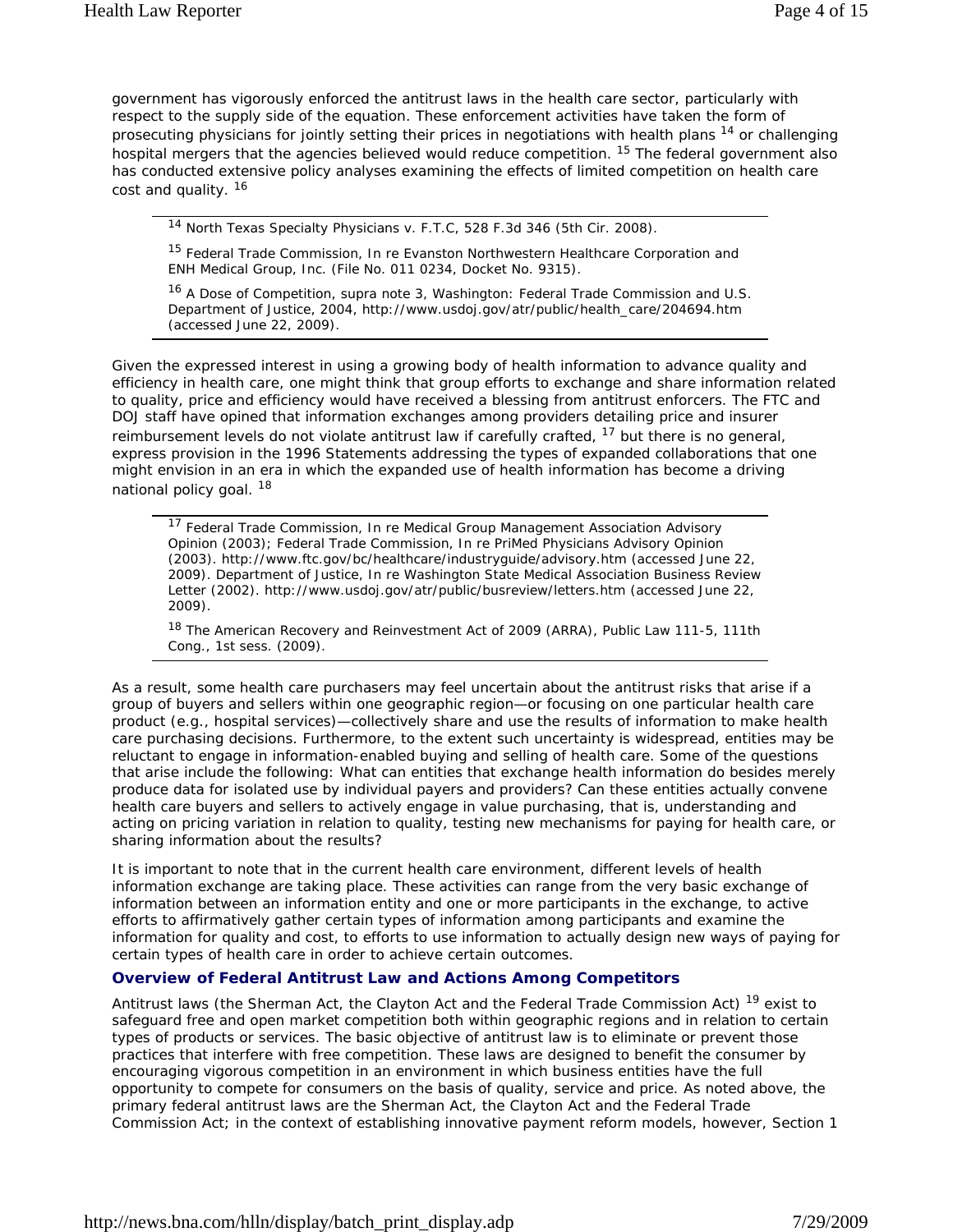government has vigorously enforced the antitrust laws in the health care sector, particularly with respect to the supply side of the equation. These enforcement activities have taken the form of prosecuting physicians for jointly setting their prices in negotiations with health plans [14] or challenging hospital mergers that the agencies believed would reduce competition. [15] The federal government also has conducted extensive policy analyses examining the effects of limited competition on health care cost and quality. [16]

[14] North Texas Specialty Physicians v. F.T.C, 528 F.3d 346 (5th Cir. 2008).

[15] Federal Trade Commission, In re Evanston Northwestern Healthcare Corporation and ENH Medical Group, Inc. (File No. 011 0234, Docket No. 9315).

[16] A Dose of Competition, supra note 3, Washington: Federal Trade Commission and U.S. Department of Justice, 2004, http://www.usdoj.gov/atr/public/health_care/204694.htm (accessed June 22, 2009).

Given the expressed interest in using a growing body of health information to advance quality and efficiency in health care, one might think that group efforts to exchange and share information related to quality, price and efficiency would have received a blessing from antitrust enforcers. The FTC and DOJ staff have opined that information exchanges among providers detailing price and insurer reimbursement levels do not violate antitrust law if carefully crafted, [17] but there is no general, express provision in the 1996 Statements addressing the types of expanded collaborations that one might envision in an era in which the expanded use of health information has become a driving national policy goal. [18]

[17] Federal Trade Commission, In re Medical Group Management Association Advisory Opinion (2003); Federal Trade Commission, In re PriMed Physicians Advisory Opinion (2003). http://www.ftc.gov/bc/healthcare/industryguide/advisory.htm (accessed June 22, 2009). Department of Justice, In re Washington State Medical Association Business Review Letter (2002). http://www.usdoj.gov/atr/public/busreview/letters.htm (accessed June 22, 2009).

[18] The American Recovery and Reinvestment Act of 2009 (ARRA), Public Law 111-5, 111th Cong., 1st sess. (2009).

As a result, some health care purchasers may feel uncertain about the antitrust risks that arise if a group of buyers and sellers within one geographic region—or focusing on one particular health care product (e.g., hospital services)—collectively share and use the results of information to make health care purchasing decisions. Furthermore, to the extent such uncertainty is widespread, entities may be reluctant to engage in information-enabled buying and selling of health care. Some of the questions that arise include the following: What can entities that exchange health information do besides merely produce data for isolated use by individual payers and providers? Can these entities actually convene health care buyers and sellers to actively engage in value purchasing, that is, understanding and acting on pricing variation in relation to quality, testing new mechanisms for paying for health care, or sharing information about the results?

It is important to note that in the current health care environment, different levels of health information exchange are taking place. These activities can range from the very basic exchange of information between an information entity and one or more participants in the exchange, to active efforts to affirmatively gather certain types of information among participants and examine the information for quality and cost, to efforts to use information to actually design new ways of paying for certain types of health care in order to achieve certain outcomes.

### Overview of Federal Antitrust Law and Actions Among Competitors

Antitrust laws (the Sherman Act, the Clayton Act and the Federal Trade Commission Act) [19] exist to safeguard free and open market competition both within geographic regions and in relation to certain types of products or services. The basic objective of antitrust law is to eliminate or prevent those practices that interfere with free competition. These laws are designed to benefit the consumer by encouraging vigorous competition in an environment in which business entities have the full opportunity to compete for consumers on the basis of quality, service and price. As noted above, the primary federal antitrust laws are the Sherman Act, the Clayton Act and the Federal Trade Commission Act; in the context of establishing innovative payment reform models, however, Section 1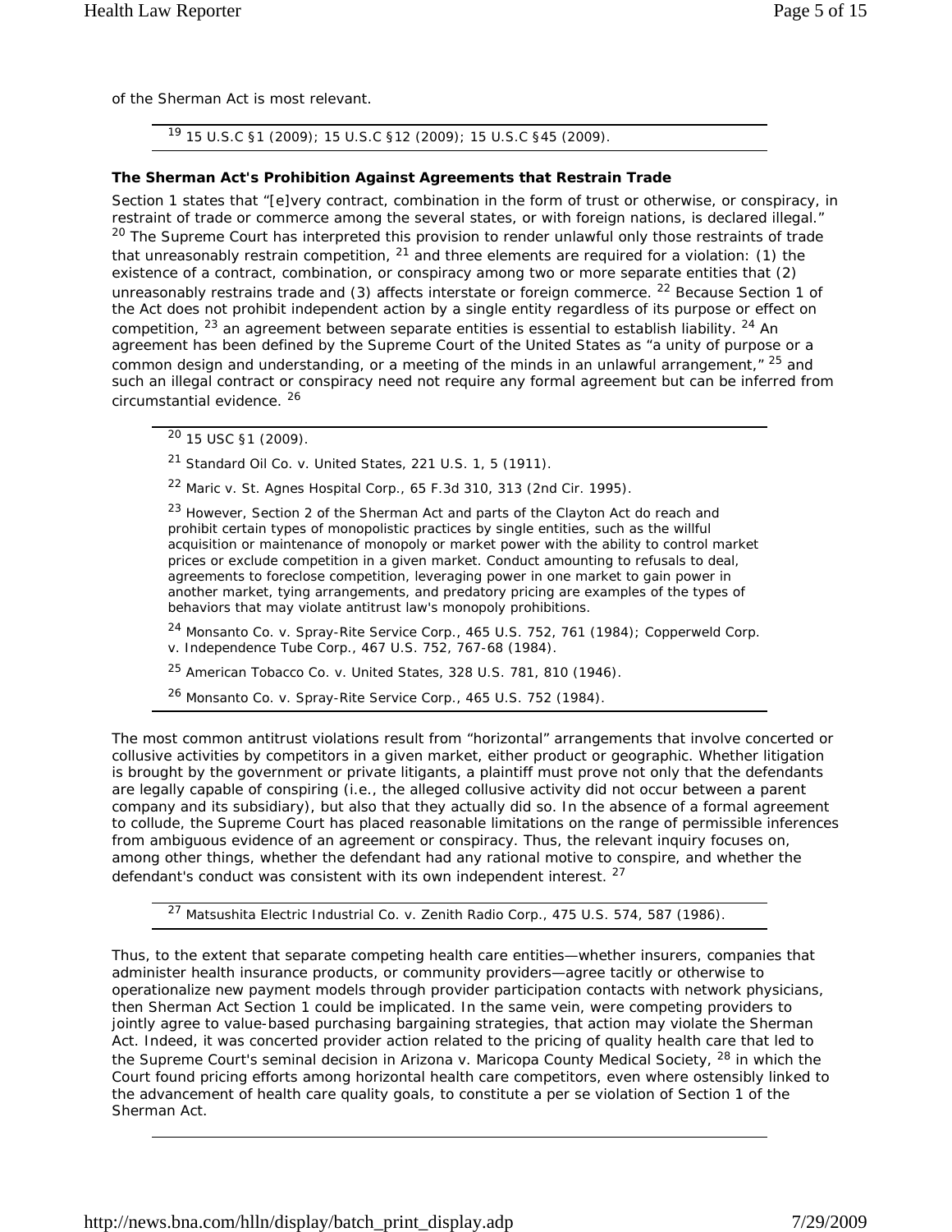of the Sherman Act is most relevant.

[19] 15 U.S.C §1 (2009); 15 U.S.C §12 (2009); 15 U.S.C §45 (2009).

### The Sherman Act's Prohibition Against Agreements that Restrain Trade

Section 1 states that "[e]very contract, combination in the form of trust or otherwise, or conspiracy, in restraint of trade or commerce among the several states, or with foreign nations, is declared illegal." [20] The Supreme Court has interpreted this provision to render unlawful only those restraints of trade that unreasonably restrain competition, [21] and three elements are required for a violation: (1) the existence of a contract, combination, or conspiracy among two or more separate entities that (2) unreasonably restrains trade and (3) affects interstate or foreign commerce. [22] Because Section 1 of the Act does not prohibit independent action by a single entity regardless of its purpose or effect on competition, [23] an agreement between separate entities is essential to establish liability. [24] An agreement has been defined by the Supreme Court of the United States as "a unity of purpose or a common design and understanding, or a meeting of the minds in an unlawful arrangement," [25] and such an illegal contract or conspiracy need not require any formal agreement but can be inferred from circumstantial evidence. [26]

[20] 15 USC §1 (2009).

[21] *Standard Oil Co. v. United States*, 221 U.S. 1, 5 (1911).

[22] *Maric v. St. Agnes Hospital Corp.*, 65 F.3d 310, 313 (2nd Cir. 1995).

[23] However, Section 2 of the Sherman Act and parts of the Clayton Act do reach and prohibit certain types of monopolistic practices by single entities, such as the willful acquisition or maintenance of monopoly or market power with the ability to control market prices or exclude competition in a given market. Conduct amounting to refusals to deal, agreements to foreclose competition, leveraging power in one market to gain power in another market, tying arrangements, and predatory pricing are examples of the types of behaviors that may violate antitrust law's monopoly prohibitions.

[24] *Monsanto Co. v. Spray-Rite Service Corp.*, 465 U.S. 752, 761 (1984); *Copperweld Corp. v. Independence Tube Corp.*, 467 U.S. 752, 767-68 (1984).

[25] *American Tobacco Co. v. United States*, 328 U.S. 781, 810 (1946).

[26] *Monsanto Co. v. Spray-Rite Service Corp.*, 465 U.S. 752 (1984).

The most common antitrust violations result from "horizontal" arrangements that involve concerted or collusive activities by competitors in a given market, either product or geographic. Whether litigation is brought by the government or private litigants, a plaintiff must prove not only that the defendants are legally capable of conspiring (i.e., the alleged collusive activity did not occur between a parent company and its subsidiary), but also that they actually did so. In the absence of a formal agreement to collude, the Supreme Court has placed reasonable limitations on the range of permissible inferences from ambiguous evidence of an agreement or conspiracy. Thus, the relevant inquiry focuses on, among other things, whether the defendant had any rational motive to conspire, and whether the defendant's conduct was consistent with its own independent interest. [27]

[27] *Matsushita Electric Industrial Co. v. Zenith Radio Corp.*, 475 U.S. 574, 587 (1986).

Thus, to the extent that separate competing health care entities—whether insurers, companies that administer health insurance products, or community providers—agree tacitly or otherwise to operationalize new payment models through provider participation contacts with network physicians, then Sherman Act Section 1 could be implicated. In the same vein, were competing providers to jointly agree to value-based purchasing bargaining strategies, that action may violate the Sherman Act. Indeed, it was concerted provider action related to the pricing of quality health care that led to the Supreme Court's seminal decision in *Arizona v. Maricopa County Medical Society*, [28] in which the Court found pricing efforts among horizontal health care competitors, even where ostensibly linked to the advancement of health care quality goals, to constitute a per se violation of Section 1 of the Sherman Act.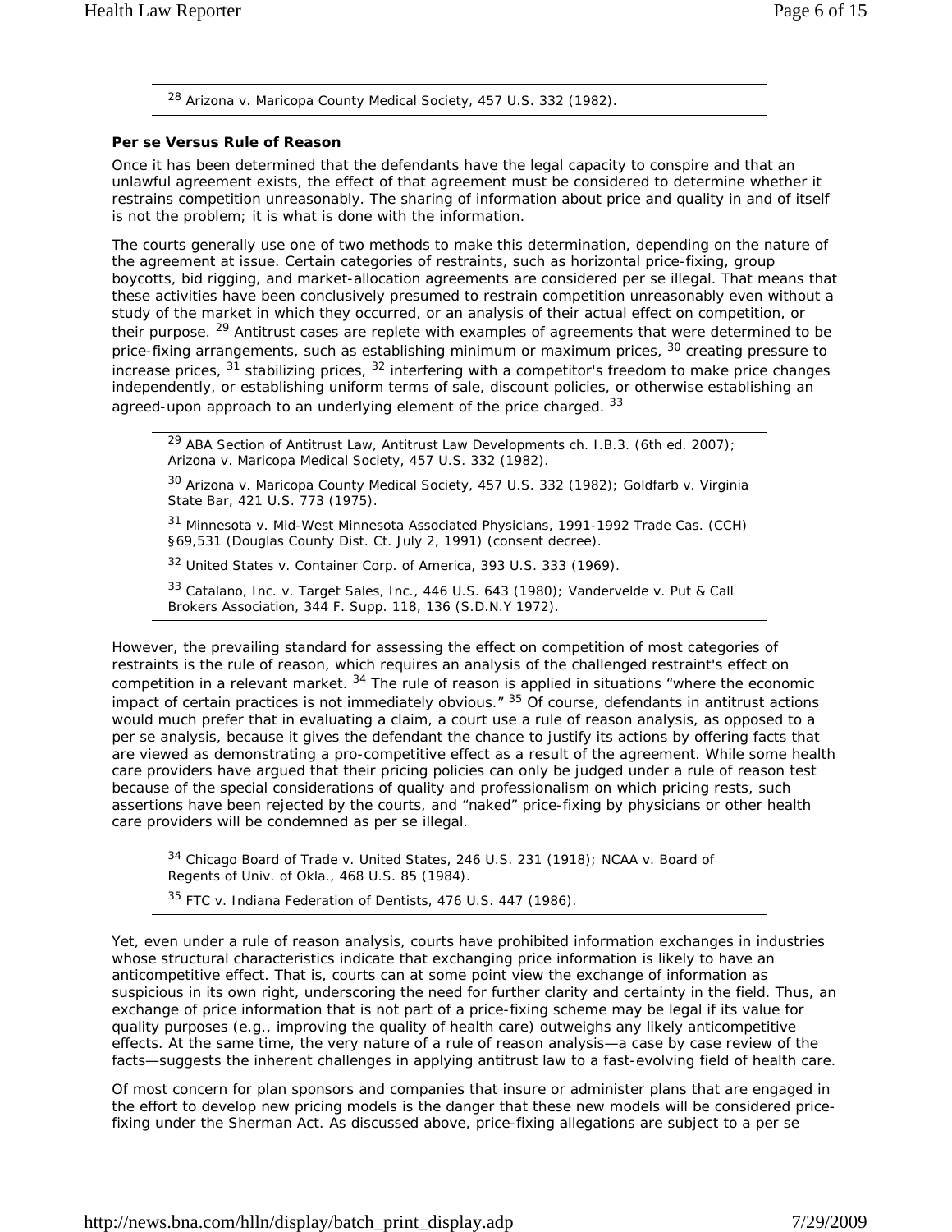[28] Arizona v. Maricopa County Medical Society, 457 U.S. 332 (1982).

**Per se Versus Rule of Reason**

Once it has been determined that the defendants have the legal capacity to conspire and that an unlawful agreement exists, the effect of that agreement must be considered to determine whether it restrains competition unreasonably. The sharing of information about price and quality in and of itself is not the problem; it is what is done with the information.

The courts generally use one of two methods to make this determination, depending on the nature of the agreement at issue. Certain categories of restraints, such as horizontal price-fixing, group boycotts, bid rigging, and market-allocation agreements are considered per se illegal. That means that these activities have been conclusively presumed to restrain competition unreasonably even without a study of the market in which they occurred, or an analysis of their actual effect on competition, or their purpose. [29] Antitrust cases are replete with examples of agreements that were determined to be price-fixing arrangements, such as establishing minimum or maximum prices, [30] creating pressure to increase prices, [31] stabilizing prices, [32] interfering with a competitor's freedom to make price changes independently, or establishing uniform terms of sale, discount policies, or otherwise establishing an agreed-upon approach to an underlying element of the price charged. [33]

[29] ABA Section of Antitrust Law, Antitrust Law Developments ch. I.B.3. (6th ed. 2007); Arizona v. Maricopa Medical Society, 457 U.S. 332 (1982).

[30] Arizona v. Maricopa County Medical Society, 457 U.S. 332 (1982); Goldfarb v. Virginia State Bar, 421 U.S. 773 (1975).

[31] Minnesota v. Mid-West Minnesota Associated Physicians, 1991-1992 Trade Cas. (CCH) §69,531 (Douglas County Dist. Ct. July 2, 1991) (consent decree).

[32] United States v. Container Corp. of America, 393 U.S. 333 (1969).

[33] Catalano, Inc. v. Target Sales, Inc., 446 U.S. 643 (1980); Vandervelde v. Put & Call Brokers Association, 344 F. Supp. 118, 136 (S.D.N.Y 1972).

However, the prevailing standard for assessing the effect on competition of most categories of restraints is the rule of reason, which requires an analysis of the challenged restraint's effect on competition in a relevant market. [34] The rule of reason is applied in situations "where the economic impact of certain practices is not immediately obvious." [35] Of course, defendants in antitrust actions would much prefer that in evaluating a claim, a court use a rule of reason analysis, as opposed to a per se analysis, because it gives the defendant the chance to justify its actions by offering facts that are viewed as demonstrating a pro-competitive effect as a result of the agreement. While some health care providers have argued that their pricing policies can only be judged under a rule of reason test because of the special considerations of quality and professionalism on which pricing rests, such assertions have been rejected by the courts, and "naked" price-fixing by physicians or other health care providers will be condemned as per se illegal.

[34] Chicago Board of Trade v. United States, 246 U.S. 231 (1918); NCAA v. Board of Regents of Univ. of Okla., 468 U.S. 85 (1984).

[35] FTC v. Indiana Federation of Dentists, 476 U.S. 447 (1986).

Yet, even under a rule of reason analysis, courts have prohibited information exchanges in industries whose structural characteristics indicate that exchanging price information is likely to have an anticompetitive effect. That is, courts can at some point view the exchange of information as suspicious in its own right, underscoring the need for further clarity and certainty in the field. Thus, an exchange of price information that is not part of a price-fixing scheme may be legal if its value for quality purposes (e.g., improving the quality of health care) outweighs any likely anticompetitive effects. At the same time, the very nature of a rule of reason analysis—a case by case review of the facts—suggests the inherent challenges in applying antitrust law to a fast-evolving field of health care.

Of most concern for plan sponsors and companies that insure or administer plans that are engaged in the effort to develop new pricing models is the danger that these new models will be considered price-fixing under the Sherman Act. As discussed above, price-fixing allegations are subject to a per se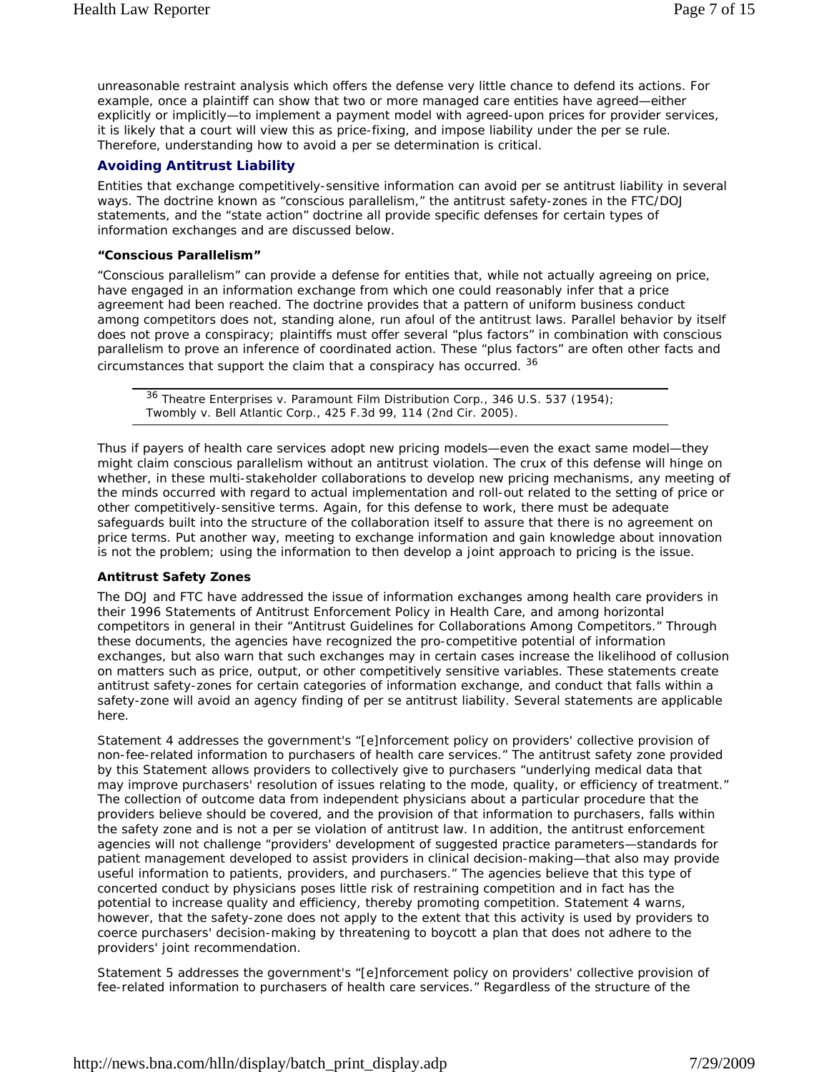unreasonable restraint analysis which offers the defense very little chance to defend its actions. For example, once a plaintiff can show that two or more managed care entities have agreed—either explicitly or implicitly—to implement a payment model with agreed-upon prices for provider services, it is likely that a court will view this as price-fixing, and impose liability under the per se rule. Therefore, understanding how to avoid a per se determination is critical.

## Avoiding Antitrust Liability

Entities that exchange competitively-sensitive information can avoid per se antitrust liability in several ways. The doctrine known as "conscious parallelism," the antitrust safety-zones in the FTC/DOJ statements, and the "state action" doctrine all provide specific defenses for certain types of information exchanges and are discussed below.

### "Conscious Parallelism"

"Conscious parallelism" can provide a defense for entities that, while not actually agreeing on price, have engaged in an information exchange from which one could reasonably infer that a price agreement had been reached. The doctrine provides that a pattern of uniform business conduct among competitors does not, standing alone, run afoul of the antitrust laws. Parallel behavior by itself does not prove a conspiracy; plaintiffs must offer several "plus factors" in combination with conscious parallelism to prove an inference of coordinated action. These "plus factors" are often other facts and circumstances that support the claim that a conspiracy has occurred. [36]

---

[36] *Theatre Enterprises v. Paramount Film Distribution Corp.*, 346 U.S. 537 (1954); *Twombly v. Bell Atlantic Corp.*, 425 F.3d 99, 114 (2nd Cir. 2005).

---

Thus if payers of health care services adopt new pricing models—even the exact same model—they might claim conscious parallelism without an antitrust violation. The crux of this defense will hinge on whether, in these multi-stakeholder collaborations to develop new pricing mechanisms, any meeting of the minds occurred with regard to actual implementation and roll-out related to the setting of price or other competitively-sensitive terms. Again, for this defense to work, there must be adequate safeguards built into the structure of the collaboration itself to assure that there is no agreement on price terms. Put another way, meeting to exchange information and gain knowledge about innovation is not the problem; using the information to then develop a joint approach to pricing is the issue.

### Antitrust Safety Zones

The DOJ and FTC have addressed the issue of information exchanges among health care providers in their 1996 Statements of Antitrust Enforcement Policy in Health Care, and among horizontal competitors in general in their "Antitrust Guidelines for Collaborations Among Competitors." Through these documents, the agencies have recognized the pro-competitive potential of information exchanges, but also warn that such exchanges may in certain cases increase the likelihood of collusion on matters such as price, output, or other competitively sensitive variables. These statements create antitrust safety-zones for certain categories of information exchange, and conduct that falls within a safety-zone will avoid an agency finding of per se antitrust liability. Several statements are applicable here.

Statement 4 addresses the government's "[e]nforcement policy on providers' collective provision of non-fee-related information to purchasers of health care services." The antitrust safety zone provided by this Statement allows providers to collectively give to purchasers "underlying medical data that may improve purchasers' resolution of issues relating to the mode, quality, or efficiency of treatment." The collection of outcome data from independent physicians about a particular procedure that the providers believe should be covered, and the provision of that information to purchasers, falls within the safety zone and is not a per se violation of antitrust law. In addition, the antitrust enforcement agencies will not challenge "providers' development of suggested practice parameters—standards for patient management developed to assist providers in clinical decision-making—that also may provide useful information to patients, providers, and purchasers." The agencies believe that this type of concerted conduct by physicians poses little risk of restraining competition and in fact has the potential to increase quality and efficiency, thereby promoting competition. Statement 4 warns, however, that the safety-zone does not apply to the extent that this activity is used by providers to coerce purchasers' decision-making by threatening to boycott a plan that does not adhere to the providers' joint recommendation.

Statement 5 addresses the government's "[e]nforcement policy on providers' collective provision of fee-related information to purchasers of health care services." Regardless of the structure of the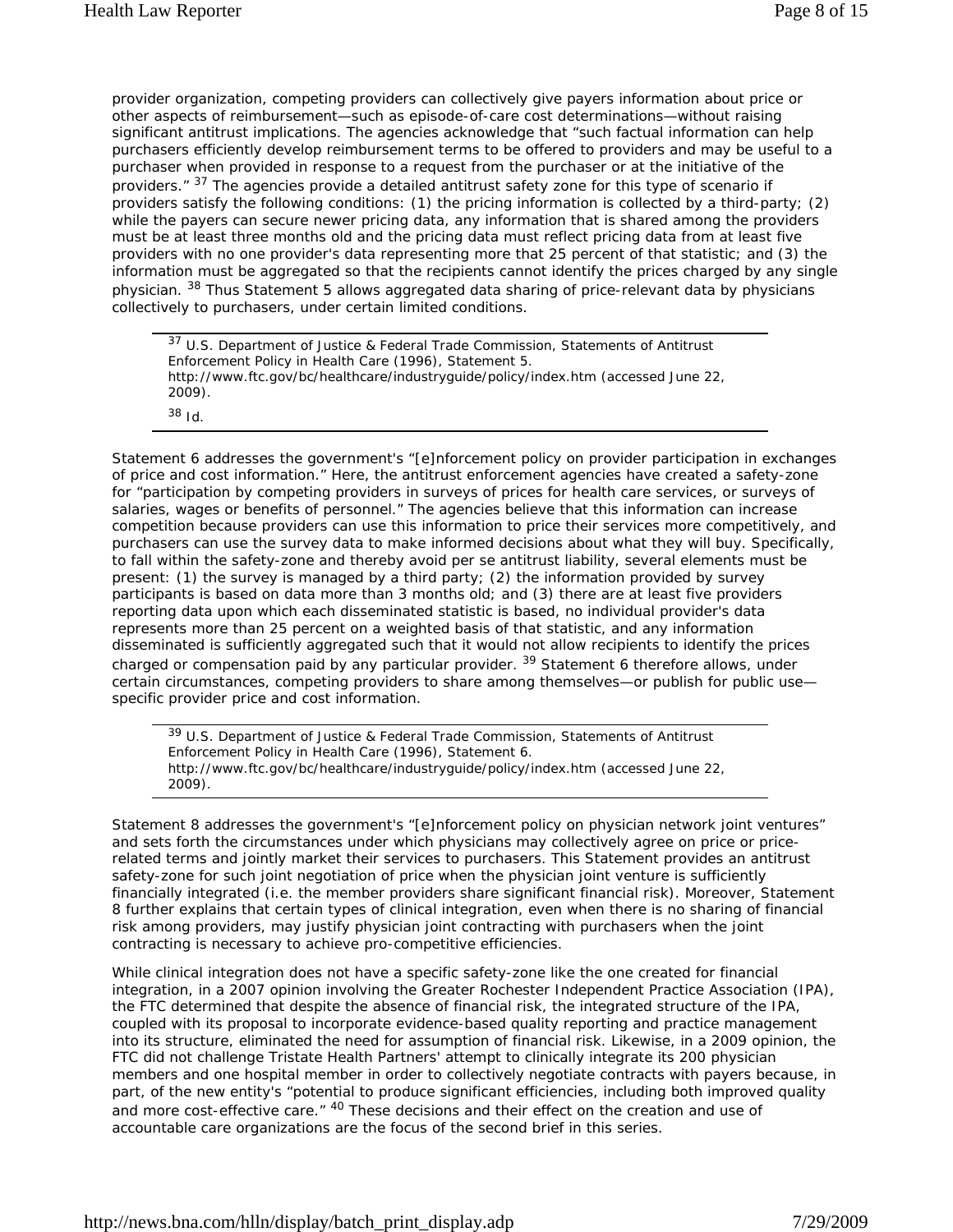provider organization, competing providers can collectively give payers information about price or other aspects of reimbursement—such as episode-of-care cost determinations—without raising significant antitrust implications. The agencies acknowledge that "such factual information can help purchasers efficiently develop reimbursement terms to be offered to providers and may be useful to a purchaser when provided in response to a request from the purchaser or at the initiative of the providers." [37] The agencies provide a detailed antitrust safety zone for this type of scenario if providers satisfy the following conditions: (1) the pricing information is collected by a third-party; (2) while the payers can secure newer pricing data, any information that is shared among the providers must be at least three months old and the pricing data must reflect pricing data from at least five providers with no one provider's data representing more that 25 percent of that statistic; and (3) the information must be aggregated so that the recipients cannot identify the prices charged by any single physician. [38] Thus Statement 5 allows aggregated data sharing of price-relevant data by physicians collectively to purchasers, under certain limited conditions.

[37] U.S. Department of Justice & Federal Trade Commission, Statements of Antitrust Enforcement Policy in Health Care (1996), Statement 5. http://www.ftc.gov/bc/healthcare/industryguide/policy/index.htm (accessed June 22, 2009).

[38] Id.

Statement 6 addresses the government's "[e]nforcement policy on provider participation in exchanges of price and cost information." Here, the antitrust enforcement agencies have created a safety-zone for "participation by competing providers in surveys of prices for health care services, or surveys of salaries, wages or benefits of personnel." The agencies believe that this information can increase competition because providers can use this information to price their services more competitively, and purchasers can use the survey data to make informed decisions about what they will buy. Specifically, to fall within the safety-zone and thereby avoid per se antitrust liability, several elements must be present: (1) the survey is managed by a third party; (2) the information provided by survey participants is based on data more than 3 months old; and (3) there are at least five providers reporting data upon which each disseminated statistic is based, no individual provider's data represents more than 25 percent on a weighted basis of that statistic, and any information disseminated is sufficiently aggregated such that it would not allow recipients to identify the prices charged or compensation paid by any particular provider. [39] Statement 6 therefore allows, under certain circumstances, competing providers to share among themselves—or publish for public use—specific provider price and cost information.

[39] U.S. Department of Justice & Federal Trade Commission, Statements of Antitrust Enforcement Policy in Health Care (1996), Statement 6. http://www.ftc.gov/bc/healthcare/industryguide/policy/index.htm (accessed June 22, 2009).

Statement 8 addresses the government's "[e]nforcement policy on physician network joint ventures" and sets forth the circumstances under which physicians may collectively agree on price or price-related terms and jointly market their services to purchasers. This Statement provides an antitrust safety-zone for such joint negotiation of price when the physician joint venture is sufficiently financially integrated (i.e. the member providers share significant financial risk). Moreover, Statement 8 further explains that certain types of clinical integration, even when there is no sharing of financial risk among providers, may justify physician joint contracting with purchasers when the joint contracting is necessary to achieve pro-competitive efficiencies.

While clinical integration does not have a specific safety-zone like the one created for financial integration, in a 2007 opinion involving the Greater Rochester Independent Practice Association (IPA), the FTC determined that despite the absence of financial risk, the integrated structure of the IPA, coupled with its proposal to incorporate evidence-based quality reporting and practice management into its structure, eliminated the need for assumption of financial risk. Likewise, in a 2009 opinion, the FTC did not challenge Tristate Health Partners' attempt to clinically integrate its 200 physician members and one hospital member in order to collectively negotiate contracts with payers because, in part, of the new entity's "potential to produce significant efficiencies, including both improved quality and more cost-effective care." [40] These decisions and their effect on the creation and use of accountable care organizations are the focus of the second brief in this series.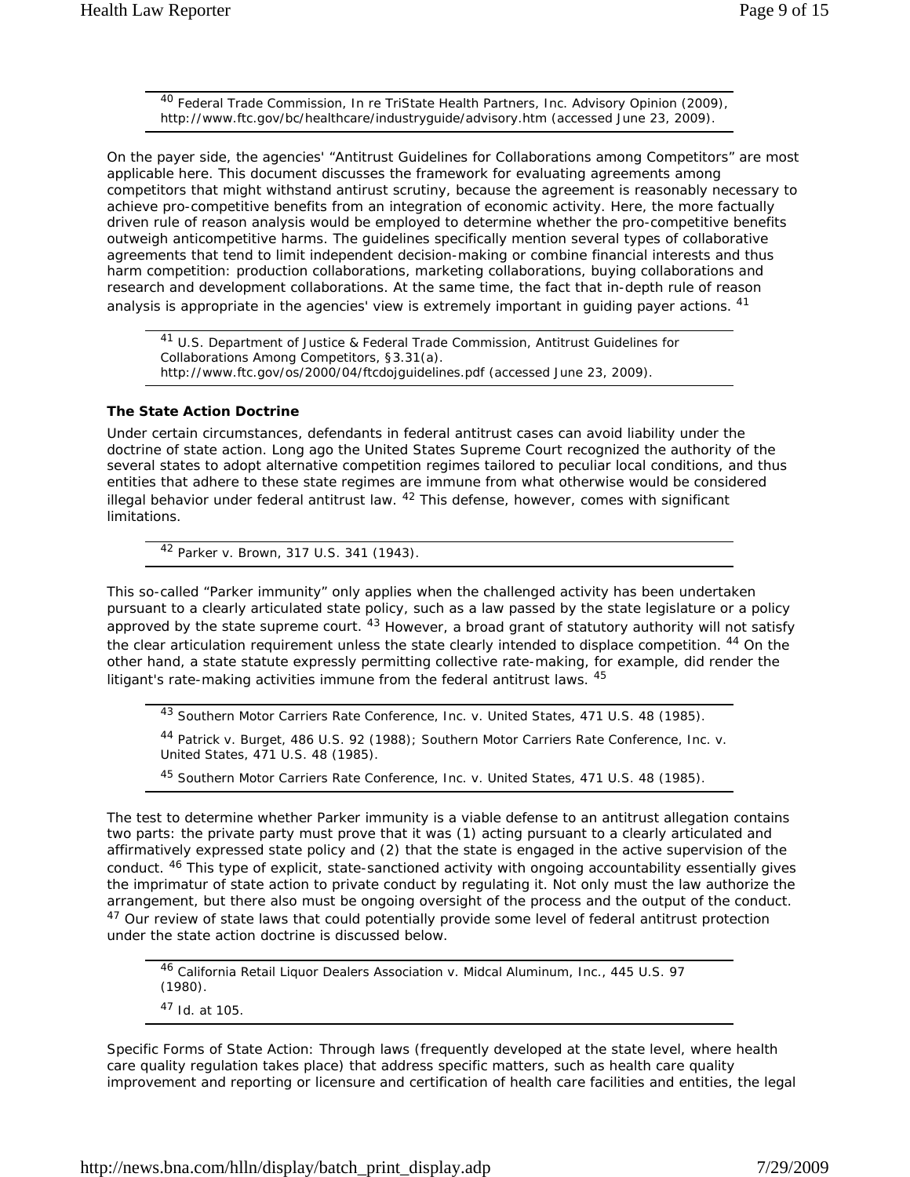[40] Federal Trade Commission, In re TriState Health Partners, Inc. Advisory Opinion (2009), http://www.ftc.gov/bc/healthcare/industryguide/advisory.htm (accessed June 23, 2009).

On the payer side, the agencies' "Antitrust Guidelines for Collaborations among Competitors" are most applicable here. This document discusses the framework for evaluating agreements among competitors that might withstand antitrust scrutiny, because the agreement is reasonably necessary to achieve pro-competitive benefits from an integration of economic activity. Here, the more factually driven rule of reason analysis would be employed to determine whether the pro-competitive benefits outweigh anticompetitive harms. The guidelines specifically mention several types of collaborative agreements that tend to limit independent decision-making or combine financial interests and thus harm competition: production collaborations, marketing collaborations, buying collaborations and research and development collaborations. At the same time, the fact that in-depth rule of reason analysis is appropriate in the agencies' view is extremely important in guiding payer actions. [41]

[41] U.S. Department of Justice & Federal Trade Commission, Antitrust Guidelines for Collaborations Among Competitors, §3.31(a). http://www.ftc.gov/os/2000/04/ftcdojguidelines.pdf (accessed June 23, 2009).

**The State Action Doctrine**

Under certain circumstances, defendants in federal antitrust cases can avoid liability under the doctrine of state action. Long ago the United States Supreme Court recognized the authority of the several states to adopt alternative competition regimes tailored to peculiar local conditions, and thus entities that adhere to these state regimes are immune from what otherwise would be considered illegal behavior under federal antitrust law. [42] This defense, however, comes with significant limitations.

[42] Parker v. Brown, 317 U.S. 341 (1943).

This so-called "Parker immunity" only applies when the challenged activity has been undertaken pursuant to a clearly articulated state policy, such as a law passed by the state legislature or a policy approved by the state supreme court. [43] However, a broad grant of statutory authority will not satisfy the clear articulation requirement unless the state clearly intended to displace competition. [44] On the other hand, a state statute expressly permitting collective rate-making, for example, did render the litigant's rate-making activities immune from the federal antitrust laws. [45]

[43] Southern Motor Carriers Rate Conference, Inc. v. United States, 471 U.S. 48 (1985).

[44] Patrick v. Burget, 486 U.S. 92 (1988); Southern Motor Carriers Rate Conference, Inc. v. United States, 471 U.S. 48 (1985).

[45] Southern Motor Carriers Rate Conference, Inc. v. United States, 471 U.S. 48 (1985).

The test to determine whether Parker immunity is a viable defense to an antitrust allegation contains two parts: the private party must prove that it was (1) acting pursuant to a clearly articulated and affirmatively expressed state policy and (2) that the state is engaged in the active supervision of the conduct. [46] This type of explicit, state-sanctioned activity with ongoing accountability essentially gives the imprimatur of state action to private conduct by regulating it. Not only must the law authorize the arrangement, but there also must be ongoing oversight of the process and the output of the conduct. [47] Our review of state laws that could potentially provide some level of federal antitrust protection under the state action doctrine is discussed below.

[46] California Retail Liquor Dealers Association v. Midcal Aluminum, Inc., 445 U.S. 97 (1980).

[47] Id. at 105.

Specific Forms of State Action: Through laws (frequently developed at the state level, where health care quality regulation takes place) that address specific matters, such as health care quality improvement and reporting or licensure and certification of health care facilities and entities, the legal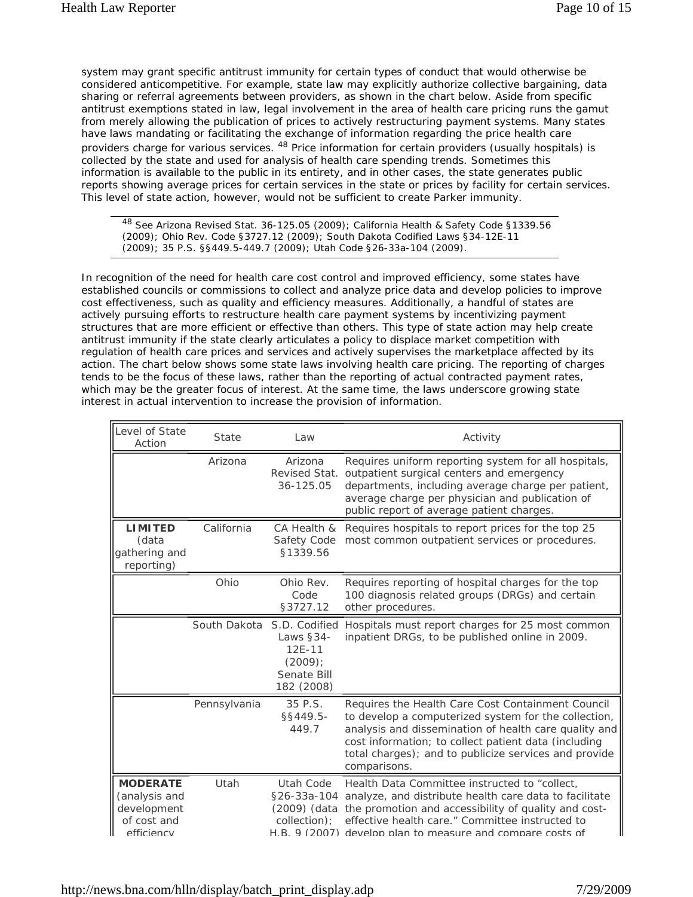system may grant specific antitrust immunity for certain types of conduct that would otherwise be considered anticompetitive. For example, state law may explicitly authorize collective bargaining, data sharing or referral agreements between providers, as shown in the chart below. Aside from specific antitrust exemptions stated in law, legal involvement in the area of health care pricing runs the gamut from merely allowing the publication of prices to actively restructuring payment systems. Many states have laws mandating or facilitating the exchange of information regarding the price health care providers charge for various services. [48] Price information for certain providers (usually hospitals) is collected by the state and used for analysis of health care spending trends. Sometimes this information is available to the public in its entirety, and in other cases, the state generates public reports showing average prices for certain services in the state or prices by facility for certain services. This level of state action, however, would not be sufficient to create Parker immunity.

[48] See Arizona Revised Stat. 36-125.05 (2009); California Health & Safety Code §1339.56 (2009); Ohio Rev. Code §3727.12 (2009); South Dakota Codified Laws §34-12E-11 (2009); 35 P.S. §§449.5-449.7 (2009); Utah Code §26-33a-104 (2009).

In recognition of the need for health care cost control and improved efficiency, some states have established councils or commissions to collect and analyze price data and develop policies to improve cost effectiveness, such as quality and efficiency measures. Additionally, a handful of states are actively pursuing efforts to restructure health care payment systems by incentivizing payment structures that are more efficient or effective than others. This type of state action may help create antitrust immunity if the state clearly articulates a policy to displace market competition with regulation of health care prices and services and actively supervises the marketplace affected by its action. The chart below shows some state laws involving health care pricing. The reporting of charges tends to be the focus of these laws, rather than the reporting of actual contracted payment rates, which may be the greater focus of interest. At the same time, the laws underscore growing state interest in actual intervention to increase the provision of information.

| Level of State Action | State | Law | Activity |
|---|---|---|---|
| | Arizona | Arizona Revised Stat. 36-125.05 | Requires uniform reporting system for all hospitals, outpatient surgical centers and emergency departments, including average charge per patient, average charge per physician and publication of public report of average patient charges. |
| **LIMITED** (data gathering and reporting) | California | CA Health & Safety Code §1339.56 | Requires hospitals to report prices for the top 25 most common outpatient services or procedures. |
| | Ohio | Ohio Rev. Code §3727.12 | Requires reporting of hospital charges for the top 100 diagnosis related groups (DRGs) and certain other procedures. |
| | South Dakota | S.D. Codified Laws §34-12E-11 (2009); Senate Bill 182 (2008) | Hospitals must report charges for 25 most common inpatient DRGs, to be published online in 2009. |
| | Pennsylvania | 35 P.S. §§449.5-449.7 | Requires the Health Care Cost Containment Council to develop a computerized system for the collection, analysis and dissemination of health care quality and cost information; to collect patient data (including total charges); and to publicize services and provide comparisons. |
| **MODERATE** (analysis and development of cost and efficiency | Utah | Utah Code §26-33a-104 (2009) (data collection); H.B. 9 (2007) | Health Data Committee instructed to "collect, analyze, and distribute health care data to facilitate the promotion and accessibility of quality and cost-effective health care." Committee instructed to develop plan to measure and compare costs of |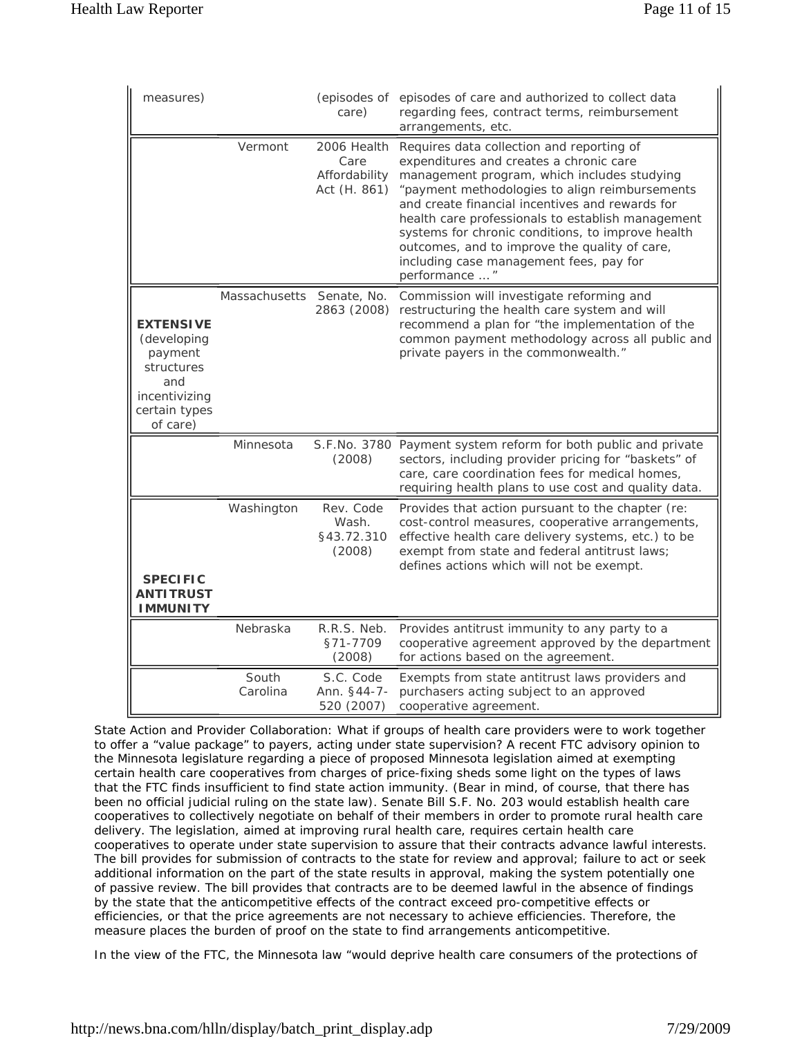| | | | |
|---|---|---|---|
| measures) | | (episodes of care) | episodes of care and authorized to collect data regarding fees, contract terms, reimbursement arrangements, etc. |
| | Vermont | 2006 Health Care Affordability Act (H. 861) | Requires data collection and reporting of expenditures and creates a chronic care management program, which includes studying "payment methodologies to align reimbursements and create financial incentives and rewards for health care professionals to establish management systems for chronic conditions, to improve health outcomes, and to improve the quality of care, including case management fees, pay for performance ... " |
| **EXTENSIVE** (developing payment structures and incentivizing certain types of care) | Massachusetts | Senate, No. 2863 (2008) | Commission will investigate reforming and restructuring the health care system and will recommend a plan for "the implementation of the common payment methodology across all public and private payers in the commonwealth." |
| | Minnesota | S.F.No. 3780 (2008) | Payment system reform for both public and private sectors, including provider pricing for "baskets" of care, care coordination fees for medical homes, requiring health plans to use cost and quality data. |
| **SPECIFIC ANTITRUST IMMUNITY** | Washington | Rev. Code Wash. §43.72.310 (2008) | Provides that action pursuant to the chapter (re: cost-control measures, cooperative arrangements, effective health care delivery systems, etc.) to be exempt from state and federal antitrust laws; defines actions which will not be exempt. |
| | Nebraska | R.R.S. Neb. §71-7709 (2008) | Provides antitrust immunity to any party to a cooperative agreement approved by the department for actions based on the agreement. |
| | South Carolina | S.C. Code Ann. §44-7-520 (2007) | Exempts from state antitrust laws providers and purchasers acting subject to an approved cooperative agreement. |

*State Action and Provider Collaboration:* What if groups of health care providers were to work together to offer a "value package" to payers, acting under state supervision? A recent FTC advisory opinion to the Minnesota legislature regarding a piece of proposed Minnesota legislation aimed at exempting certain health care cooperatives from charges of price-fixing sheds some light on the types of laws that the FTC finds insufficient to find state action immunity. (Bear in mind, of course, that there has been no official judicial ruling on the state law). Senate Bill S.F. No. 203 would establish health care cooperatives to collectively negotiate on behalf of their members in order to promote rural health care delivery. The legislation, aimed at improving rural health care, requires certain health care cooperatives to operate under state supervision to assure that their contracts advance lawful interests. The bill provides for submission of contracts to the state for review and approval; failure to act or seek additional information on the part of the state results in approval, making the system potentially one of passive review. The bill provides that contracts are to be deemed lawful in the absence of findings by the state that the anticompetitive effects of the contract exceed pro-competitive effects or efficiencies, or that the price agreements are not necessary to achieve efficiencies. Therefore, the measure places the burden of proof on the state to find arrangements anticompetitive.

In the view of the FTC, the Minnesota law "would deprive health care consumers of the protections of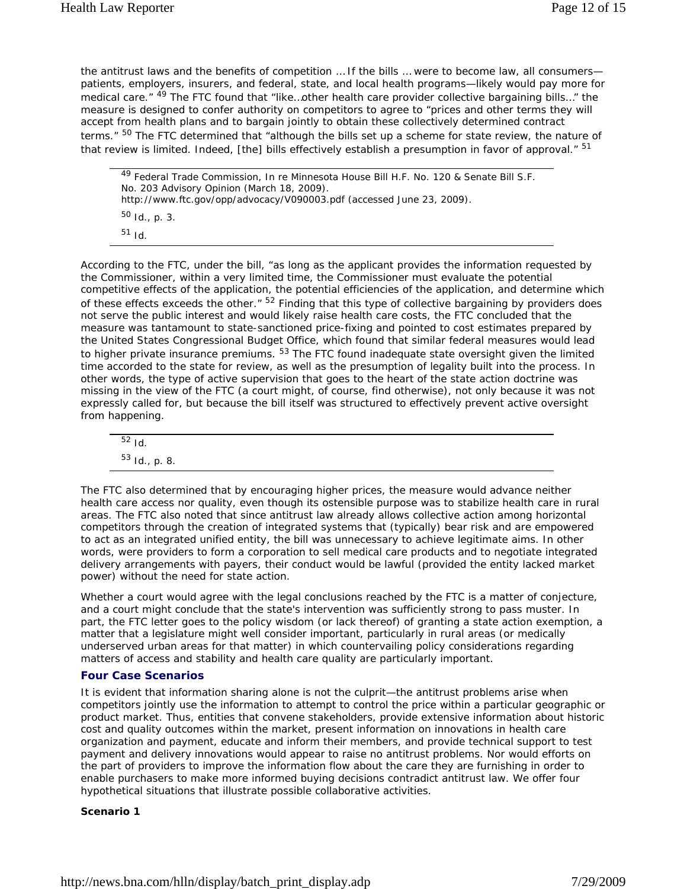the antitrust laws and the benefits of competition … If the bills … were to become law, all consumers—patients, employers, insurers, and federal, state, and local health programs—likely would pay more for medical care." [49] The FTC found that "like…other health care provider collective bargaining bills…" the measure is designed to confer authority on competitors to agree to "prices and other terms they will accept from health plans and to bargain jointly to obtain these collectively determined contract terms." [50] The FTC determined that "although the bills set up a scheme for state review, the nature of that review is limited. Indeed, [the] bills effectively establish a presumption in favor of approval." [51]

[49] Federal Trade Commission, *In re Minnesota House Bill H.F. No. 120 & Senate Bill S.F. No. 203 Advisory Opinion* (March 18, 2009). http://www.ftc.gov/opp/advocacy/V090003.pdf (accessed June 23, 2009).

[50] *Id.*, p. 3.

[51] *Id.*

According to the FTC, under the bill, "as long as the applicant provides the information requested by the Commissioner, within a very limited time, the Commissioner must evaluate the potential competitive effects of the application, the potential efficiencies of the application, and determine which of these effects exceeds the other." [52] Finding that this type of collective bargaining by providers does not serve the public interest and would likely raise health care costs, the FTC concluded that the measure was tantamount to state-sanctioned price-fixing and pointed to cost estimates prepared by the United States Congressional Budget Office, which found that similar federal measures would lead to higher private insurance premiums. [53] The FTC found inadequate state oversight given the limited time accorded to the state for review, as well as the presumption of legality built into the process. In other words, the type of active supervision that goes to the heart of the state action doctrine was missing in the view of the FTC (a court might, of course, find otherwise), not only because it was not expressly called for, but because the bill itself was structured to effectively prevent active oversight from happening.

[52] *Id.*

[53] *Id.*, p. 8.

The FTC also determined that by encouraging higher prices, the measure would advance neither health care access nor quality, even though its ostensible purpose was to stabilize health care in rural areas. The FTC also noted that since antitrust law already allows collective action among horizontal competitors through the creation of integrated systems that (typically) bear risk and are empowered to act as an integrated unified entity, the bill was unnecessary to achieve legitimate aims. In other words, were providers to form a corporation to sell medical care products and to negotiate integrated delivery arrangements with payers, their conduct would be lawful (provided the entity lacked market power) without the need for state action.

Whether a court would agree with the legal conclusions reached by the FTC is a matter of conjecture, and a court might conclude that the state's intervention was sufficiently strong to pass muster. In part, the FTC letter goes to the policy wisdom (or lack thereof) of granting a state action exemption, a matter that a legislature might well consider important, particularly in rural areas (or medically underserved urban areas for that matter) in which countervailing policy considerations regarding matters of access and stability and health care quality are particularly important.

### Four Case Scenarios

It is evident that information sharing alone is not the culprit—the antitrust problems arise when competitors jointly use the information to attempt to control the price within a particular geographic or product market. Thus, entities that convene stakeholders, provide extensive information about historic cost and quality outcomes within the market, present information on innovations in health care organization and payment, educate and inform their members, and provide technical support to test payment and delivery innovations would appear to raise no antitrust problems. Nor would efforts on the part of providers to improve the information flow about the care they are furnishing in order to enable purchasers to make more informed buying decisions contradict antitrust law. We offer four hypothetical situations that illustrate possible collaborative activities.

**Scenario 1**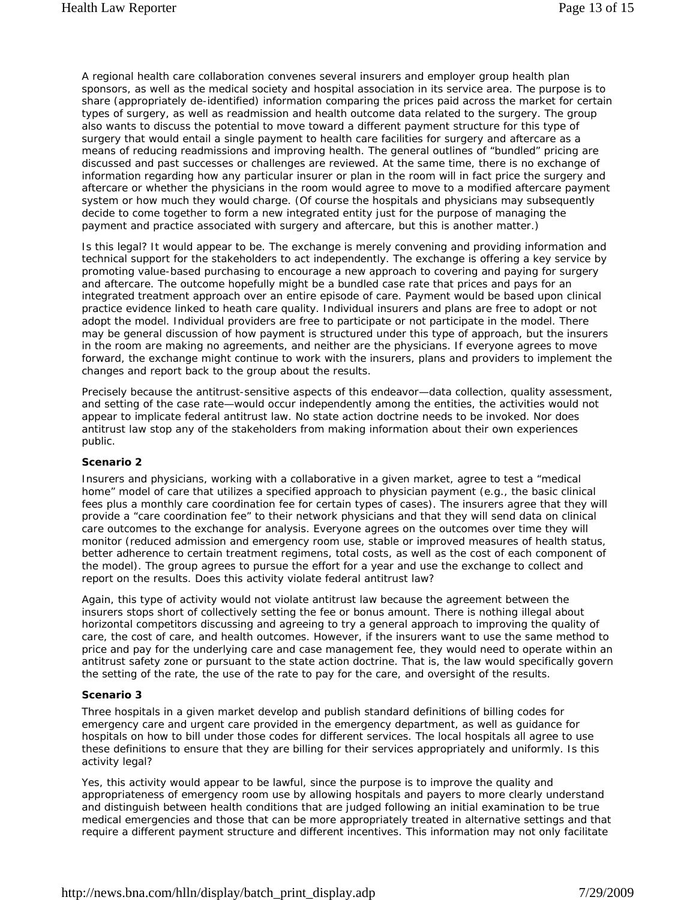A regional health care collaboration convenes several insurers and employer group health plan sponsors, as well as the medical society and hospital association in its service area. The purpose is to share (appropriately de-identified) information comparing the prices paid across the market for certain types of surgery, as well as readmission and health outcome data related to the surgery. The group also wants to discuss the potential to move toward a different payment structure for this type of surgery that would entail a single payment to health care facilities for surgery and aftercare as a means of reducing readmissions and improving health. The general outlines of "bundled" pricing are discussed and past successes or challenges are reviewed. At the same time, there is no exchange of information regarding how any particular insurer or plan in the room will in fact price the surgery and aftercare or whether the physicians in the room would agree to move to a modified aftercare payment system or how much they would charge. (Of course the hospitals and physicians may subsequently decide to come together to form a new integrated entity just for the purpose of managing the payment and practice associated with surgery and aftercare, but this is another matter.)

Is this legal? It would appear to be. The exchange is merely convening and providing information and technical support for the stakeholders to act independently. The exchange is offering a key service by promoting value-based purchasing to encourage a new approach to covering and paying for surgery and aftercare. The outcome hopefully might be a bundled case rate that prices and pays for an integrated treatment approach over an entire episode of care. Payment would be based upon clinical practice evidence linked to heath care quality. Individual insurers and plans are free to adopt or not adopt the model. Individual providers are free to participate or not participate in the model. There may be general discussion of how payment is structured under this type of approach, but the insurers in the room are making no agreements, and neither are the physicians. If everyone agrees to move forward, the exchange might continue to work with the insurers, plans and providers to implement the changes and report back to the group about the results.

Precisely because the antitrust-sensitive aspects of this endeavor—data collection, quality assessment, and setting of the case rate—would occur independently among the entities, the activities would not appear to implicate federal antitrust law. No state action doctrine needs to be invoked. Nor does antitrust law stop any of the stakeholders from making information about their own experiences public.

**Scenario 2**

Insurers and physicians, working with a collaborative in a given market, agree to test a "medical home" model of care that utilizes a specified approach to physician payment (e.g., the basic clinical fees plus a monthly care coordination fee for certain types of cases). The insurers agree that they will provide a "care coordination fee" to their network physicians and that they will send data on clinical care outcomes to the exchange for analysis. Everyone agrees on the outcomes over time they will monitor (reduced admission and emergency room use, stable or improved measures of health status, better adherence to certain treatment regimens, total costs, as well as the cost of each component of the model). The group agrees to pursue the effort for a year and use the exchange to collect and report on the results. Does this activity violate federal antitrust law?

Again, this type of activity would not violate antitrust law because the agreement between the insurers stops short of collectively setting the fee or bonus amount. There is nothing illegal about horizontal competitors discussing and agreeing to try a general approach to improving the quality of care, the cost of care, and health outcomes. However, if the insurers want to use the same method to price and pay for the underlying care and case management fee, they would need to operate within an antitrust safety zone or pursuant to the state action doctrine. That is, the law would specifically govern the setting of the rate, the use of the rate to pay for the care, and oversight of the results.

**Scenario 3**

Three hospitals in a given market develop and publish standard definitions of billing codes for emergency care and urgent care provided in the emergency department, as well as guidance for hospitals on how to bill under those codes for different services. The local hospitals all agree to use these definitions to ensure that they are billing for their services appropriately and uniformly. Is this activity legal?

Yes, this activity would appear to be lawful, since the purpose is to improve the quality and appropriateness of emergency room use by allowing hospitals and payers to more clearly understand and distinguish between health conditions that are judged following an initial examination to be true medical emergencies and those that can be more appropriately treated in alternative settings and that require a different payment structure and different incentives. This information may not only facilitate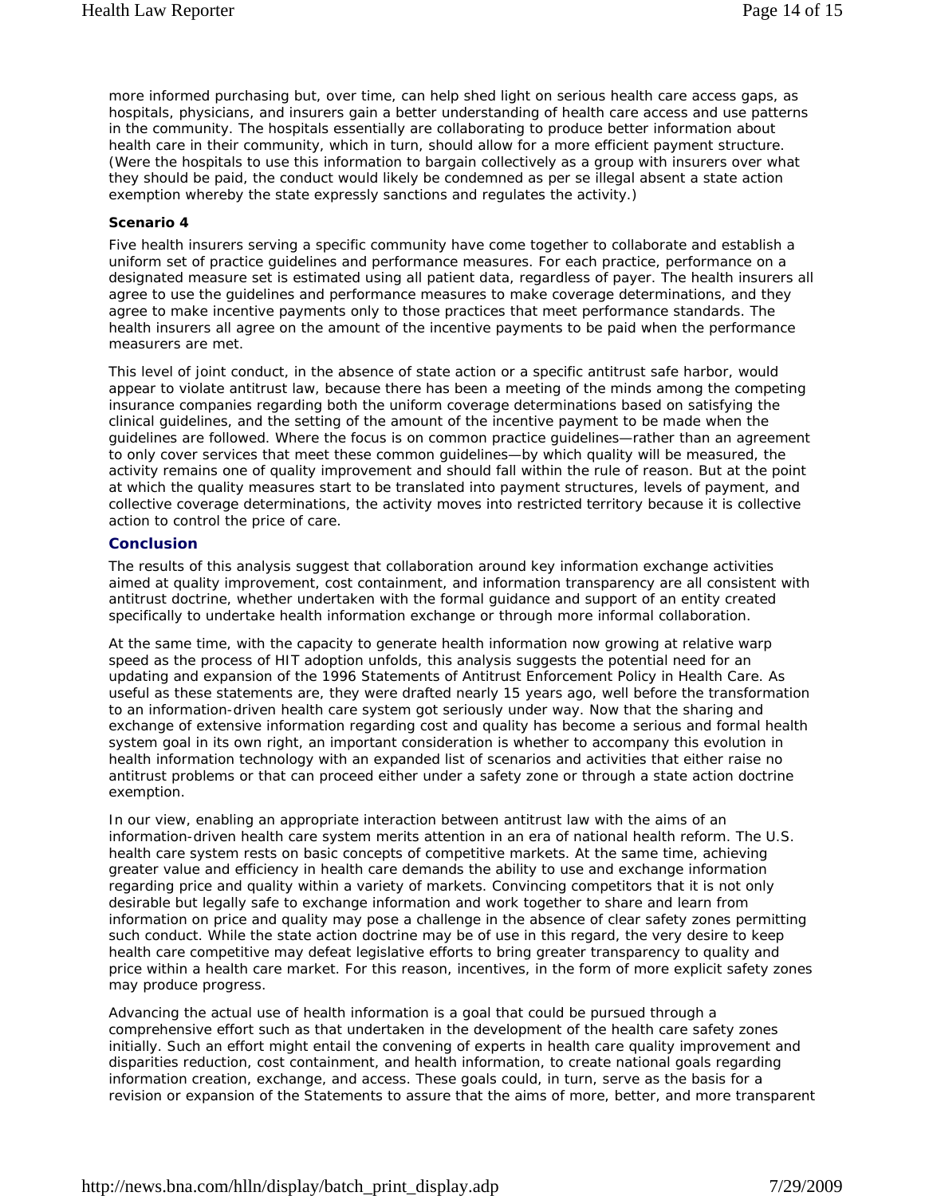more informed purchasing but, over time, can help shed light on serious health care access gaps, as hospitals, physicians, and insurers gain a better understanding of health care access and use patterns in the community. The hospitals essentially are collaborating to produce better information about health care in their community, which in turn, should allow for a more efficient payment structure. (Were the hospitals to use this information to bargain collectively as a group with insurers over what they should be paid, the conduct would likely be condemned as per se illegal absent a state action exemption whereby the state expressly sanctions and regulates the activity.)

**Scenario 4**

Five health insurers serving a specific community have come together to collaborate and establish a uniform set of practice guidelines and performance measures. For each practice, performance on a designated measure set is estimated using all patient data, regardless of payer. The health insurers all agree to use the guidelines and performance measures to make coverage determinations, and they agree to make incentive payments only to those practices that meet performance standards. The health insurers all agree on the amount of the incentive payments to be paid when the performance measurers are met.

This level of joint conduct, in the absence of state action or a specific antitrust safe harbor, would appear to violate antitrust law, because there has been a meeting of the minds among the competing insurance companies regarding both the uniform coverage determinations based on satisfying the clinical guidelines, and the setting of the amount of the incentive payment to be made when the guidelines are followed. Where the focus is on common practice guidelines—rather than an agreement to only cover services that meet these common guidelines—by which quality will be measured, the activity remains one of quality improvement and should fall within the rule of reason. But at the point at which the quality measures start to be translated into payment structures, levels of payment, and collective coverage determinations, the activity moves into restricted territory because it is collective action to control the price of care.

## Conclusion

The results of this analysis suggest that collaboration around key information exchange activities aimed at quality improvement, cost containment, and information transparency are all consistent with antitrust doctrine, whether undertaken with the formal guidance and support of an entity created specifically to undertake health information exchange or through more informal collaboration.

At the same time, with the capacity to generate health information now growing at relative warp speed as the process of HIT adoption unfolds, this analysis suggests the potential need for an updating and expansion of the 1996 Statements of Antitrust Enforcement Policy in Health Care. As useful as these statements are, they were drafted nearly 15 years ago, well before the transformation to an information-driven health care system got seriously under way. Now that the sharing and exchange of extensive information regarding cost and quality has become a serious and formal health system goal in its own right, an important consideration is whether to accompany this evolution in health information technology with an expanded list of scenarios and activities that either raise no antitrust problems or that can proceed either under a safety zone or through a state action doctrine exemption.

In our view, enabling an appropriate interaction between antitrust law with the aims of an information-driven health care system merits attention in an era of national health reform. The U.S. health care system rests on basic concepts of competitive markets. At the same time, achieving greater value and efficiency in health care demands the ability to use and exchange information regarding price and quality within a variety of markets. Convincing competitors that it is not only desirable but legally safe to exchange information and work together to share and learn from information on price and quality may pose a challenge in the absence of clear safety zones permitting such conduct. While the state action doctrine may be of use in this regard, the very desire to keep health care competitive may defeat legislative efforts to bring greater transparency to quality and price within a health care market. For this reason, incentives, in the form of more explicit safety zones may produce progress.

Advancing the actual use of health information is a goal that could be pursued through a comprehensive effort such as that undertaken in the development of the health care safety zones initially. Such an effort might entail the convening of experts in health care quality improvement and disparities reduction, cost containment, and health information, to create national goals regarding information creation, exchange, and access. These goals could, in turn, serve as the basis for a revision or expansion of the Statements to assure that the aims of more, better, and more transparent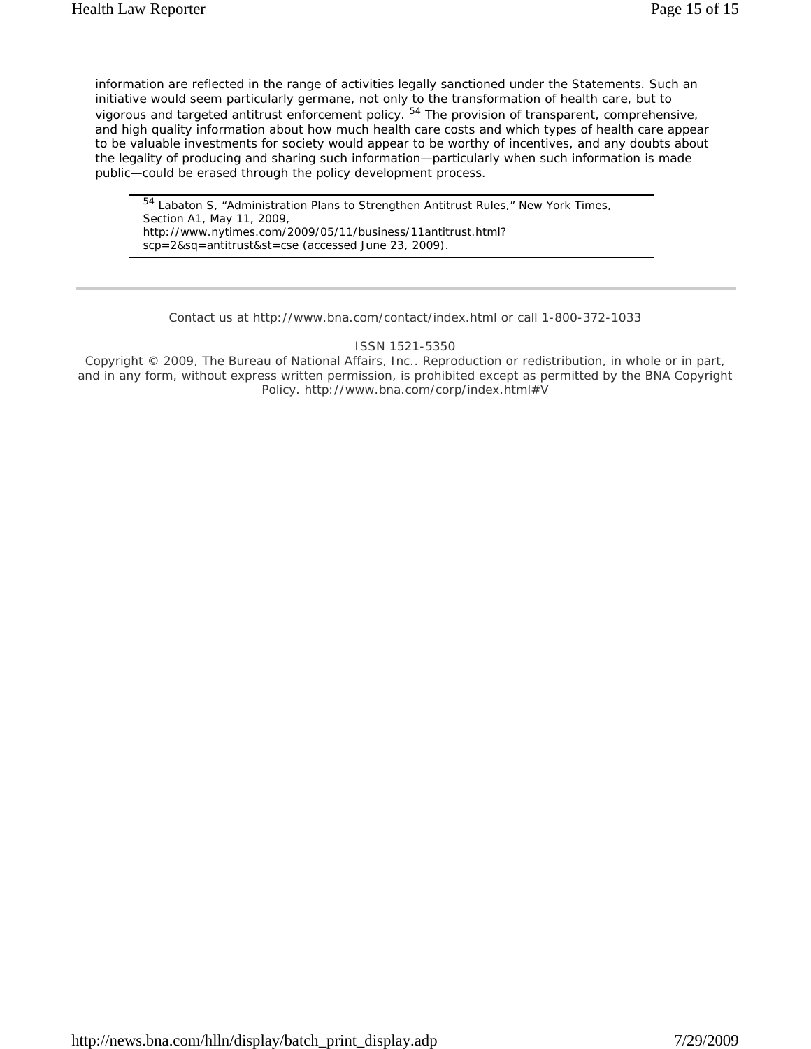information are reflected in the range of activities legally sanctioned under the Statements. Such an initiative would seem particularly germane, not only to the transformation of health care, but to vigorous and targeted antitrust enforcement policy. [54] The provision of transparent, comprehensive, and high quality information about how much health care costs and which types of health care appear to be valuable investments for society would appear to be worthy of incentives, and any doubts about the legality of producing and sharing such information—particularly when such information is made public—could be erased through the policy development process.

---

[54] Labaton S, "Administration Plans to Strengthen Antitrust Rules," New York Times, Section A1, May 11, 2009, http://www.nytimes.com/2009/05/11/business/11antitrust.html?scp=2&sq=antitrust&st=cse (accessed June 23, 2009).

---

Contact us at http://www.bna.com/contact/index.html or call 1-800-372-1033

ISSN 1521-5350

Copyright © 2009, The Bureau of National Affairs, Inc.. Reproduction or redistribution, in whole or in part, and in any form, without express written permission, is prohibited except as permitted by the BNA Copyright Policy. http://www.bna.com/corp/index.html#V